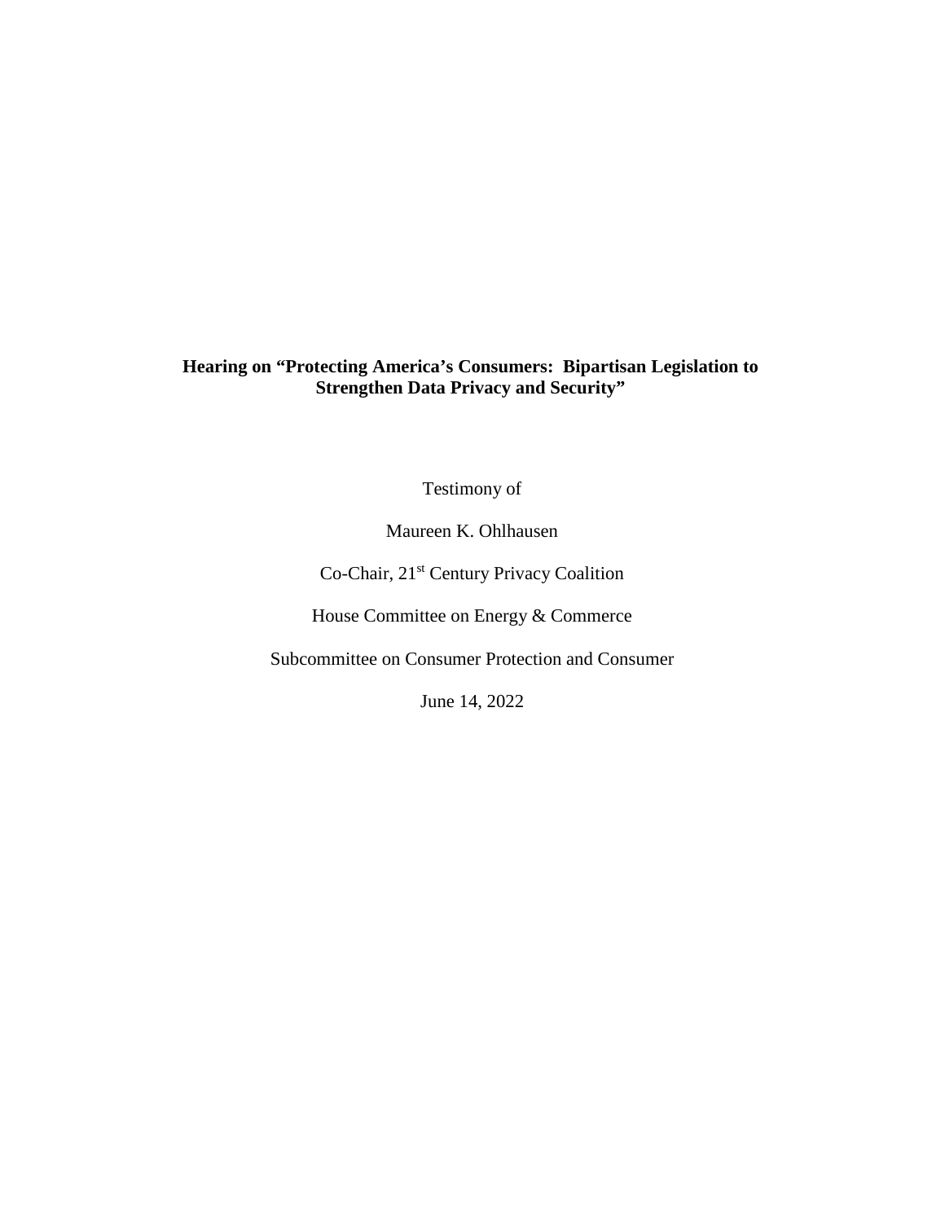**Hearing on "Protecting America's Consumers: Bipartisan Legislation to Strengthen Data Privacy and Security"**

Testimony of

Maureen K. Ohlhausen

Co-Chair, 21st Century Privacy Coalition

House Committee on Energy & Commerce

Subcommittee on Consumer Protection and Consumer

June 14, 2022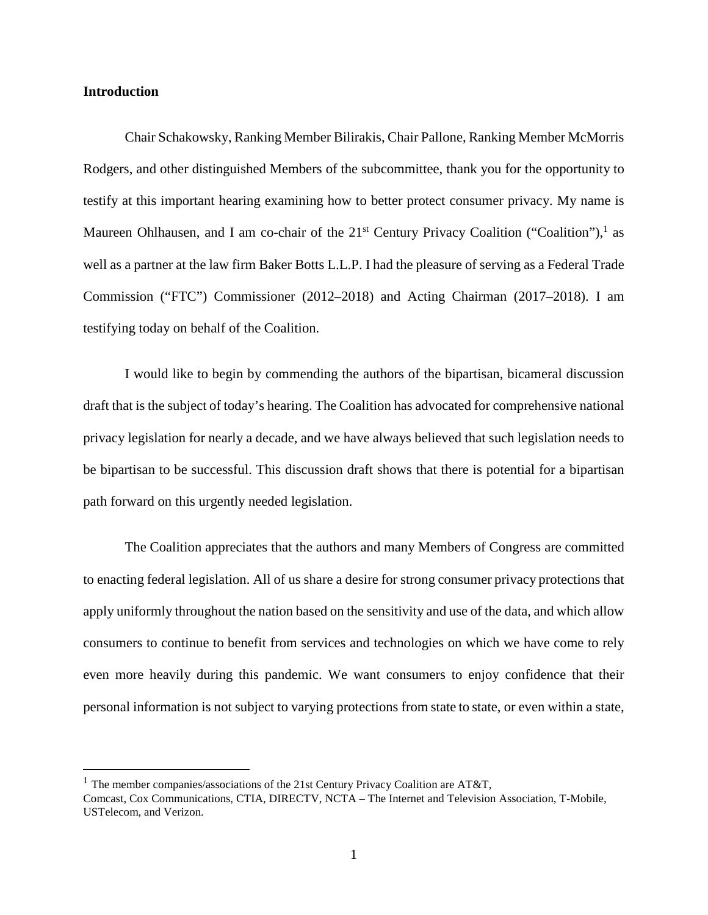**Introduction**

Chair Schakowsky, Ranking Member Bilirakis, Chair Pallone, Ranking Member McMorris Rodgers, and other distinguished Members of the subcommittee, thank you for the opportunity to testify at this important hearing examining how to better protect consumer privacy. My name is Maureen Ohlhausen, and I am co-chair of the 21st Century Privacy Coalition ("Coalition"),[1] as well as a partner at the law firm Baker Botts L.L.P. I had the pleasure of serving as a Federal Trade Commission ("FTC") Commissioner (2012–2018) and Acting Chairman (2017–2018). I am testifying today on behalf of the Coalition.

I would like to begin by commending the authors of the bipartisan, bicameral discussion draft that is the subject of today's hearing. The Coalition has advocated for comprehensive national privacy legislation for nearly a decade, and we have always believed that such legislation needs to be bipartisan to be successful. This discussion draft shows that there is potential for a bipartisan path forward on this urgently needed legislation.

The Coalition appreciates that the authors and many Members of Congress are committed to enacting federal legislation. All of us share a desire for strong consumer privacy protections that apply uniformly throughout the nation based on the sensitivity and use of the data, and which allow consumers to continue to benefit from services and technologies on which we have come to rely even more heavily during this pandemic. We want consumers to enjoy confidence that their personal information is not subject to varying protections from state to state, or even within a state,

[1] The member companies/associations of the 21st Century Privacy Coalition are AT&T, Comcast, Cox Communications, CTIA, DIRECTV, NCTA – The Internet and Television Association, T-Mobile, USTelecom, and Verizon.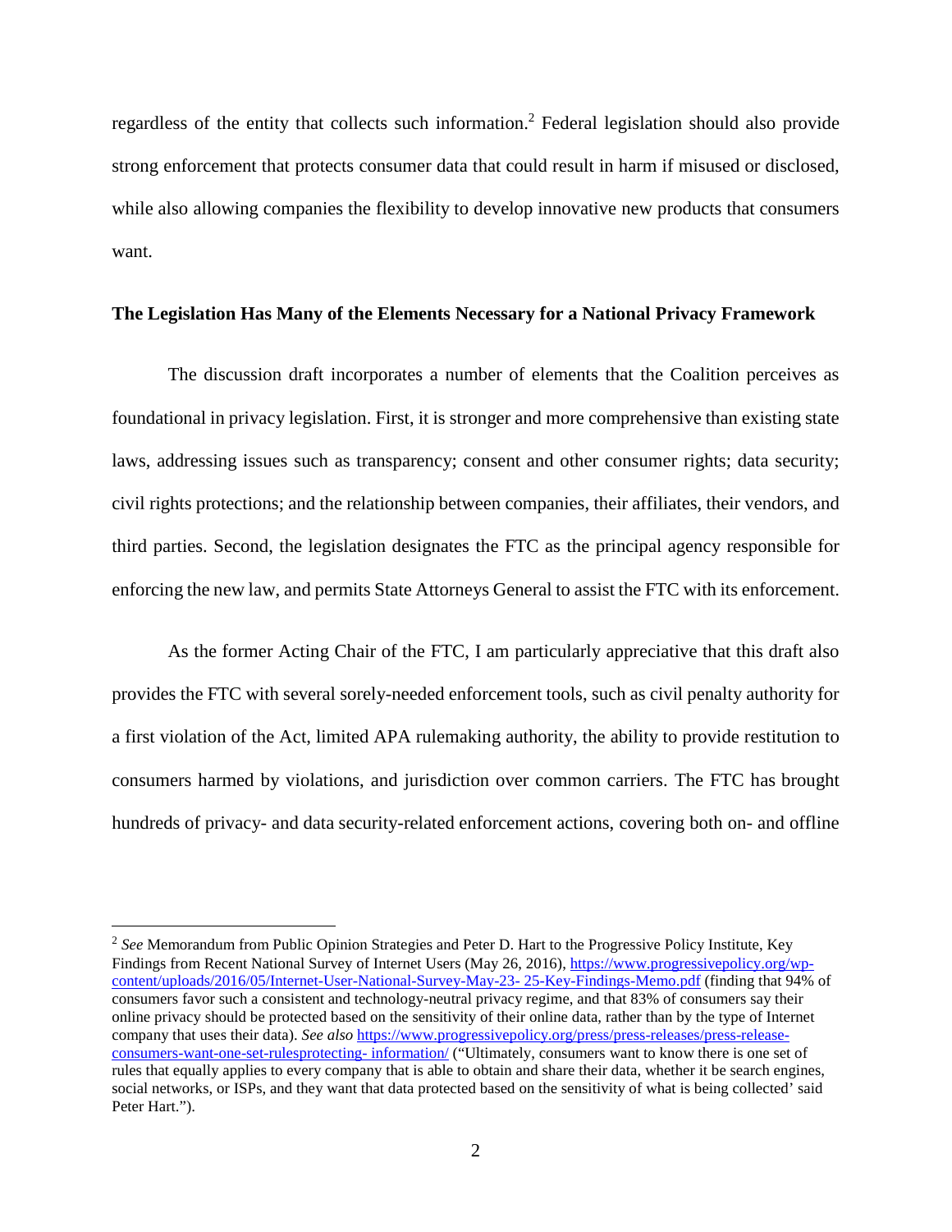regardless of the entity that collects such information.[2] Federal legislation should also provide strong enforcement that protects consumer data that could result in harm if misused or disclosed, while also allowing companies the flexibility to develop innovative new products that consumers want.

**The Legislation Has Many of the Elements Necessary for a National Privacy Framework**

The discussion draft incorporates a number of elements that the Coalition perceives as foundational in privacy legislation. First, it is stronger and more comprehensive than existing state laws, addressing issues such as transparency; consent and other consumer rights; data security; civil rights protections; and the relationship between companies, their affiliates, their vendors, and third parties. Second, the legislation designates the FTC as the principal agency responsible for enforcing the new law, and permits State Attorneys General to assist the FTC with its enforcement.

As the former Acting Chair of the FTC, I am particularly appreciative that this draft also provides the FTC with several sorely-needed enforcement tools, such as civil penalty authority for a first violation of the Act, limited APA rulemaking authority, the ability to provide restitution to consumers harmed by violations, and jurisdiction over common carriers. The FTC has brought hundreds of privacy- and data security-related enforcement actions, covering both on- and offline

---

[2] *See* Memorandum from Public Opinion Strategies and Peter D. Hart to the Progressive Policy Institute, Key Findings from Recent National Survey of Internet Users (May 26, 2016), https://www.progressivepolicy.org/wp-content/uploads/2016/05/Internet-User-National-Survey-May-23- 25-Key-Findings-Memo.pdf (finding that 94% of consumers favor such a consistent and technology-neutral privacy regime, and that 83% of consumers say their online privacy should be protected based on the sensitivity of their online data, rather than by the type of Internet company that uses their data). *See also* https://www.progressivepolicy.org/press/press-releases/press-release-consumers-want-one-set-rulesprotecting- information/ ("Ultimately, consumers want to know there is one set of rules that equally applies to every company that is able to obtain and share their data, whether it be search engines, social networks, or ISPs, and they want that data protected based on the sensitivity of what is being collected' said Peter Hart.").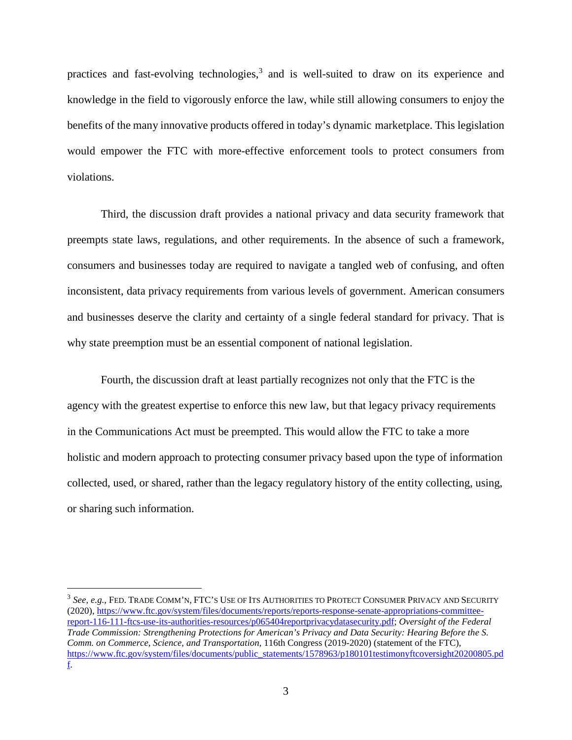practices and fast-evolving technologies,[3] and is well-suited to draw on its experience and knowledge in the field to vigorously enforce the law, while still allowing consumers to enjoy the benefits of the many innovative products offered in today's dynamic marketplace. This legislation would empower the FTC with more-effective enforcement tools to protect consumers from violations.

Third, the discussion draft provides a national privacy and data security framework that preempts state laws, regulations, and other requirements. In the absence of such a framework, consumers and businesses today are required to navigate a tangled web of confusing, and often inconsistent, data privacy requirements from various levels of government. American consumers and businesses deserve the clarity and certainty of a single federal standard for privacy. That is why state preemption must be an essential component of national legislation.

Fourth, the discussion draft at least partially recognizes not only that the FTC is the agency with the greatest expertise to enforce this new law, but that legacy privacy requirements in the Communications Act must be preempted. This would allow the FTC to take a more holistic and modern approach to protecting consumer privacy based upon the type of information collected, used, or shared, rather than the legacy regulatory history of the entity collecting, using, or sharing such information.

---

[3] *See, e.g.*, FED. TRADE COMM'N, FTC'S USE OF ITS AUTHORITIES TO PROTECT CONSUMER PRIVACY AND SECURITY (2020), https://www.ftc.gov/system/files/documents/reports/reports-response-senate-appropriations-committee-report-116-111-ftcs-use-its-authorities-resources/p065404reportprivacydatasecurity.pdf; *Oversight of the Federal Trade Commission: Strengthening Protections for American's Privacy and Data Security: Hearing Before the S. Comm. on Commerce, Science, and Transportation*, 116th Congress (2019-2020) (statement of the FTC), https://www.ftc.gov/system/files/documents/public_statements/1578963/p180101testimonyftcoversight20200805.pdf.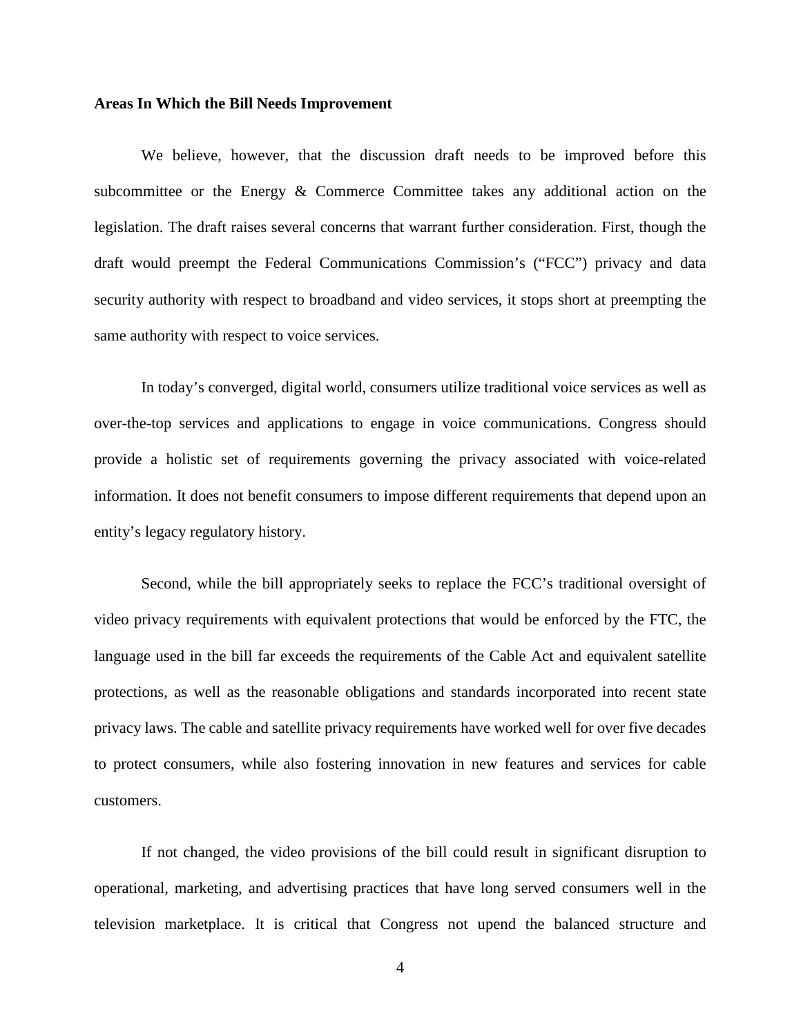**Areas In Which the Bill Needs Improvement**

We believe, however, that the discussion draft needs to be improved before this subcommittee or the Energy & Commerce Committee takes any additional action on the legislation. The draft raises several concerns that warrant further consideration. First, though the draft would preempt the Federal Communications Commission's ("FCC") privacy and data security authority with respect to broadband and video services, it stops short at preempting the same authority with respect to voice services.

In today's converged, digital world, consumers utilize traditional voice services as well as over-the-top services and applications to engage in voice communications. Congress should provide a holistic set of requirements governing the privacy associated with voice-related information. It does not benefit consumers to impose different requirements that depend upon an entity's legacy regulatory history.

Second, while the bill appropriately seeks to replace the FCC's traditional oversight of video privacy requirements with equivalent protections that would be enforced by the FTC, the language used in the bill far exceeds the requirements of the Cable Act and equivalent satellite protections, as well as the reasonable obligations and standards incorporated into recent state privacy laws. The cable and satellite privacy requirements have worked well for over five decades to protect consumers, while also fostering innovation in new features and services for cable customers.

If not changed, the video provisions of the bill could result in significant disruption to operational, marketing, and advertising practices that have long served consumers well in the television marketplace. It is critical that Congress not upend the balanced structure and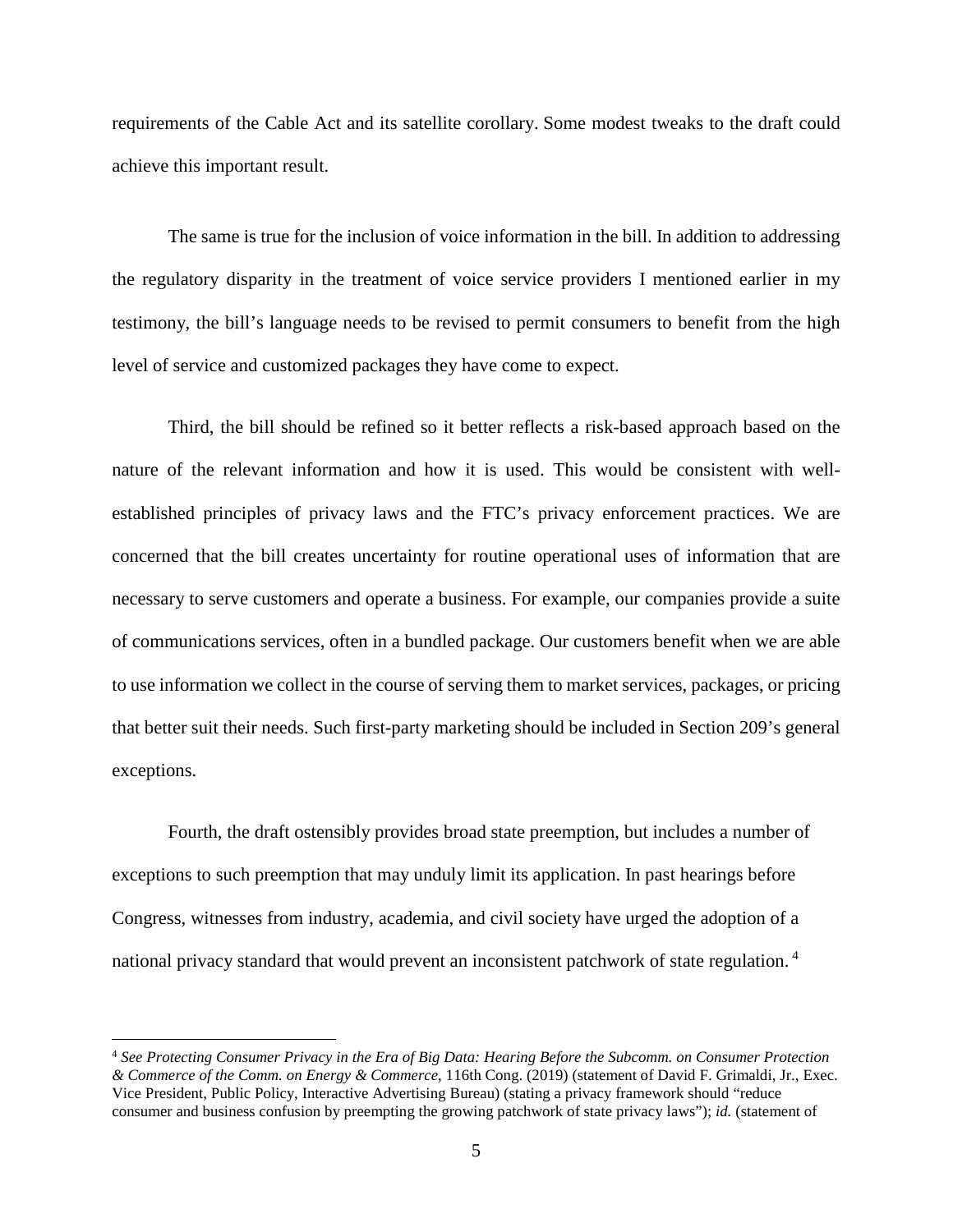requirements of the Cable Act and its satellite corollary. Some modest tweaks to the draft could achieve this important result.

The same is true for the inclusion of voice information in the bill. In addition to addressing the regulatory disparity in the treatment of voice service providers I mentioned earlier in my testimony, the bill's language needs to be revised to permit consumers to benefit from the high level of service and customized packages they have come to expect.

Third, the bill should be refined so it better reflects a risk-based approach based on the nature of the relevant information and how it is used. This would be consistent with well-established principles of privacy laws and the FTC's privacy enforcement practices. We are concerned that the bill creates uncertainty for routine operational uses of information that are necessary to serve customers and operate a business. For example, our companies provide a suite of communications services, often in a bundled package. Our customers benefit when we are able to use information we collect in the course of serving them to market services, packages, or pricing that better suit their needs. Such first-party marketing should be included in Section 209's general exceptions.

Fourth, the draft ostensibly provides broad state preemption, but includes a number of exceptions to such preemption that may unduly limit its application. In past hearings before Congress, witnesses from industry, academia, and civil society have urged the adoption of a national privacy standard that would prevent an inconsistent patchwork of state regulation.[4]

---

[4] *See Protecting Consumer Privacy in the Era of Big Data: Hearing Before the Subcomm. on Consumer Protection & Commerce of the Comm. on Energy & Commerce*, 116th Cong. (2019) (statement of David F. Grimaldi, Jr., Exec. Vice President, Public Policy, Interactive Advertising Bureau) (stating a privacy framework should "reduce consumer and business confusion by preempting the growing patchwork of state privacy laws"); *id.* (statement of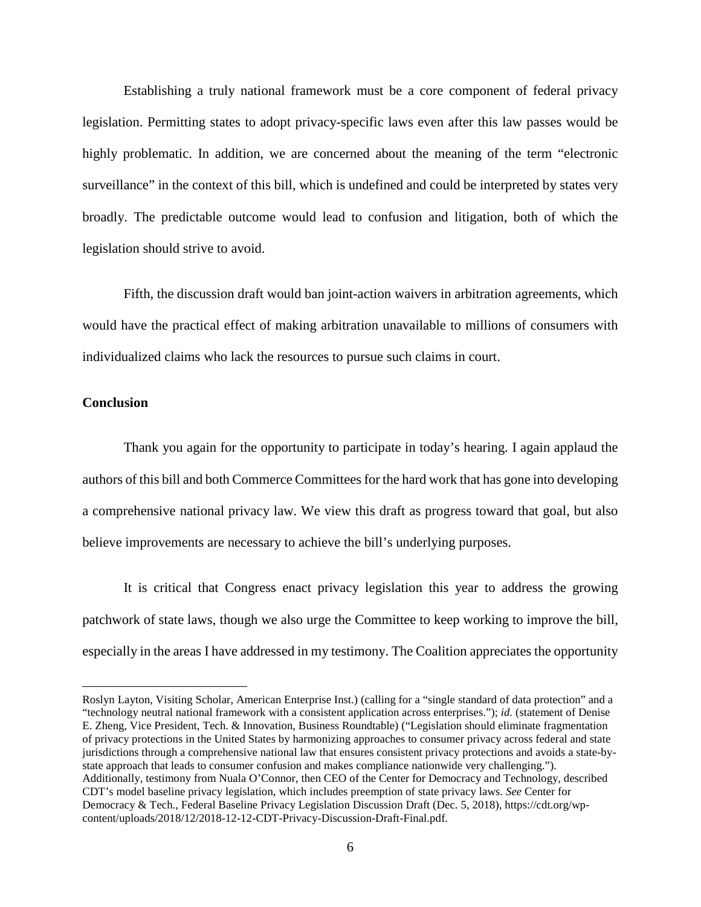Establishing a truly national framework must be a core component of federal privacy legislation. Permitting states to adopt privacy-specific laws even after this law passes would be highly problematic. In addition, we are concerned about the meaning of the term "electronic surveillance" in the context of this bill, which is undefined and could be interpreted by states very broadly. The predictable outcome would lead to confusion and litigation, both of which the legislation should strive to avoid.

Fifth, the discussion draft would ban joint-action waivers in arbitration agreements, which would have the practical effect of making arbitration unavailable to millions of consumers with individualized claims who lack the resources to pursue such claims in court.

**Conclusion**

Thank you again for the opportunity to participate in today's hearing. I again applaud the authors of this bill and both Commerce Committees for the hard work that has gone into developing a comprehensive national privacy law. We view this draft as progress toward that goal, but also believe improvements are necessary to achieve the bill's underlying purposes.

It is critical that Congress enact privacy legislation this year to address the growing patchwork of state laws, though we also urge the Committee to keep working to improve the bill, especially in the areas I have addressed in my testimony. The Coalition appreciates the opportunity

---

Roslyn Layton, Visiting Scholar, American Enterprise Inst.) (calling for a "single standard of data protection" and a "technology neutral national framework with a consistent application across enterprises."); *id.* (statement of Denise E. Zheng, Vice President, Tech. & Innovation, Business Roundtable) ("Legislation should eliminate fragmentation of privacy protections in the United States by harmonizing approaches to consumer privacy across federal and state jurisdictions through a comprehensive national law that ensures consistent privacy protections and avoids a state-by-state approach that leads to consumer confusion and makes compliance nationwide very challenging."). Additionally, testimony from Nuala O'Connor, then CEO of the Center for Democracy and Technology, described CDT's model baseline privacy legislation, which includes preemption of state privacy laws. *See* Center for Democracy & Tech., Federal Baseline Privacy Legislation Discussion Draft (Dec. 5, 2018), https://cdt.org/wp-content/uploads/2018/12/2018-12-12-CDT-Privacy-Discussion-Draft-Final.pdf.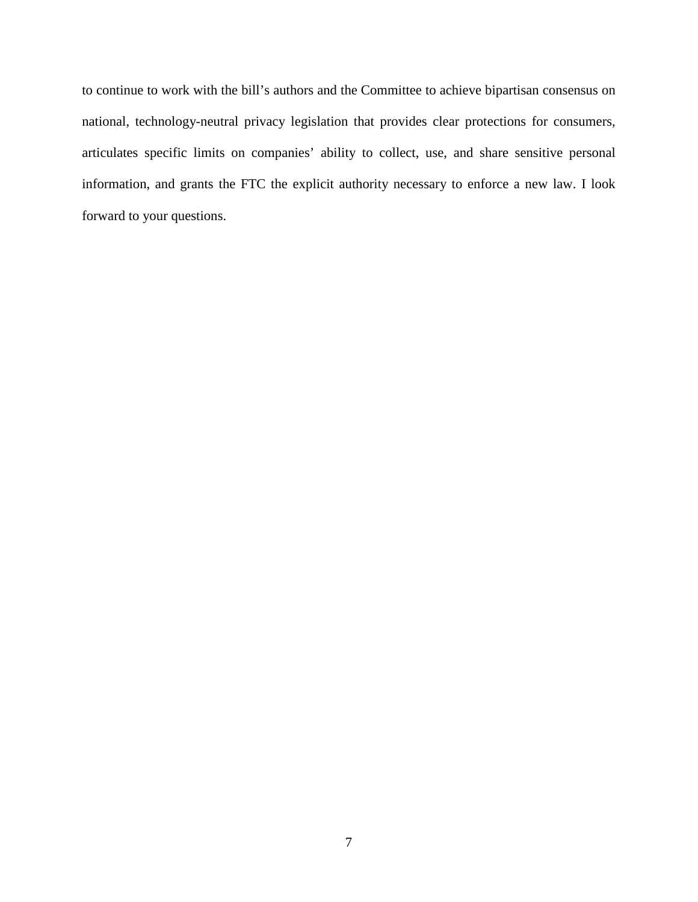to continue to work with the bill’s authors and the Committee to achieve bipartisan consensus on national, technology-neutral privacy legislation that provides clear protections for consumers, articulates specific limits on companies’ ability to collect, use, and share sensitive personal information, and grants the FTC the explicit authority necessary to enforce a new law. I look forward to your questions.